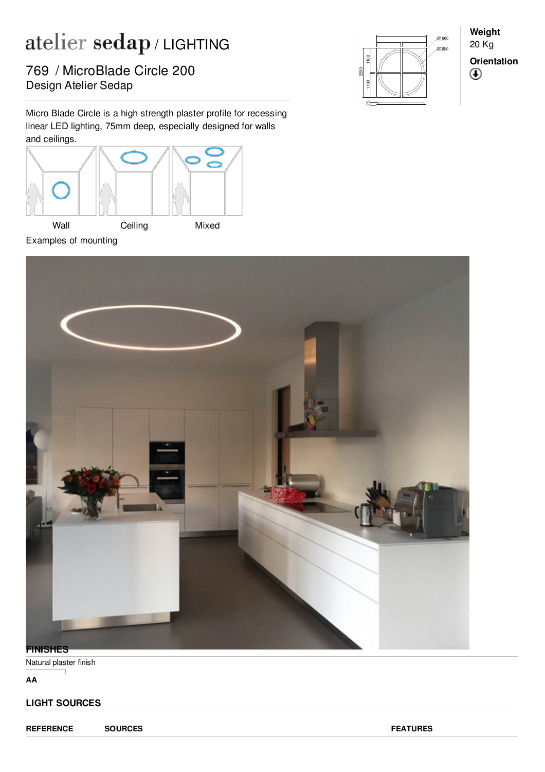# atelier sedap / LIGHTING

## 769 / MicroBlade Circle 200

Design Atelier Sedap

**Weight**
20 Kg

**Orientation**

Micro Blade Circle is a high strength plaster profile for recessing linear LED lighting, 75mm deep, especially designed for walls and ceilings.

Wall | Ceiling | Mixed

Examples of mounting

## FINISHES

Natural plaster finish

**AA**

## LIGHT SOURCES

| REFERENCE | SOURCES | FEATURES |
| --- | --- | --- |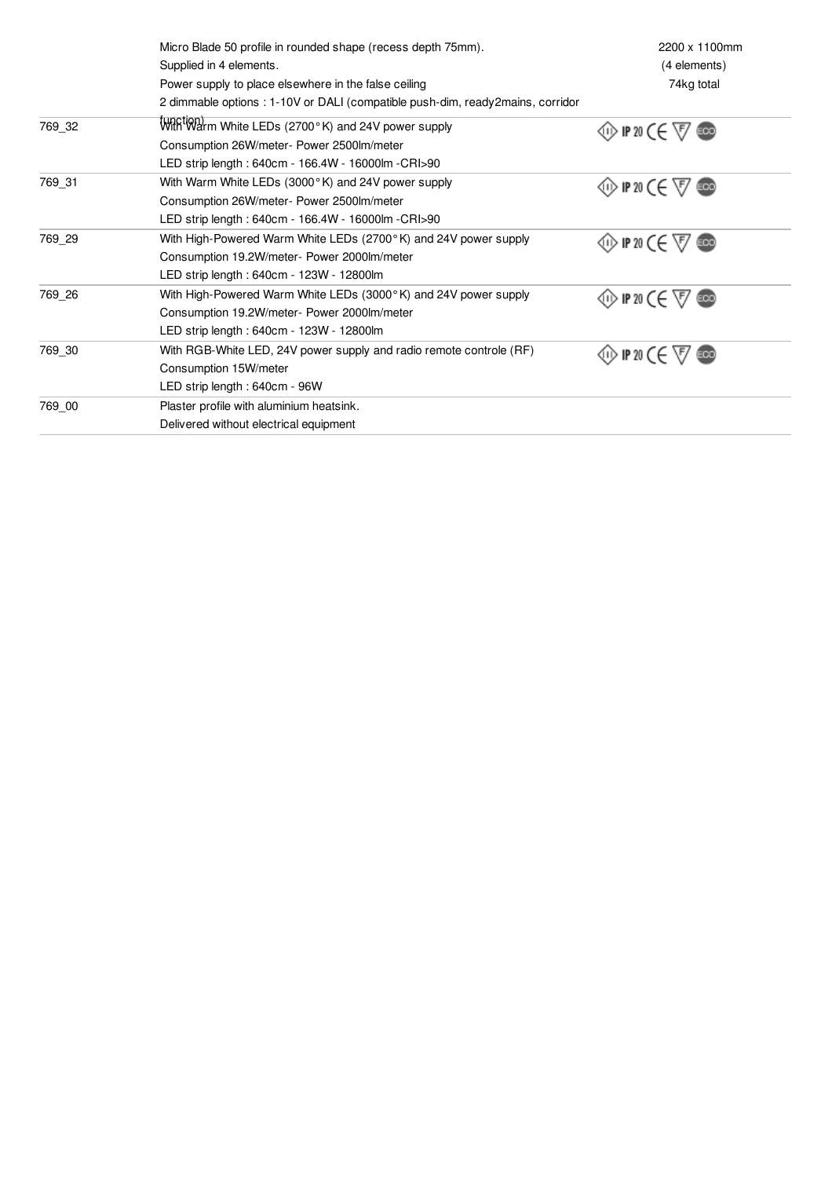| | | |
|---|---|---|
| | Micro Blade 50 profile in rounded shape (recess depth 75mm).<br>Supplied in 4 elements.<br>Power supply to place elsewhere in the false ceiling<br>2 dimmable options : 1-10V or DALI (compatible push-dim, ready2mains, corridor function) | 2200 x 1100mm<br>(4 elements)<br>74kg total |
| 769_32 | With Warm White LEDs (2700°K) and 24V power supply<br>Consumption 26W/meter- Power 2500lm/meter<br>LED strip length : 640cm - 166.4W - 16000lm -CRI>90 | IP 20 CE |
| 769_31 | With Warm White LEDs (3000°K) and 24V power supply<br>Consumption 26W/meter- Power 2500lm/meter<br>LED strip length : 640cm - 166.4W - 16000lm -CRI>90 | IP 20 CE |
| 769_29 | With High-Powered Warm White LEDs (2700°K) and 24V power supply<br>Consumption 19.2W/meter- Power 2000lm/meter<br>LED strip length : 640cm - 123W - 12800lm | IP 20 CE |
| 769_26 | With High-Powered Warm White LEDs (3000°K) and 24V power supply<br>Consumption 19.2W/meter- Power 2000lm/meter<br>LED strip length : 640cm - 123W - 12800lm | IP 20 CE |
| 769_30 | With RGB-White LED, 24V power supply and radio remote controle (RF)<br>Consumption 15W/meter<br>LED strip length : 640cm - 96W | IP 20 CE |
| 769_00 | Plaster profile with aluminium heatsink.<br>Delivered without electrical equipment | |